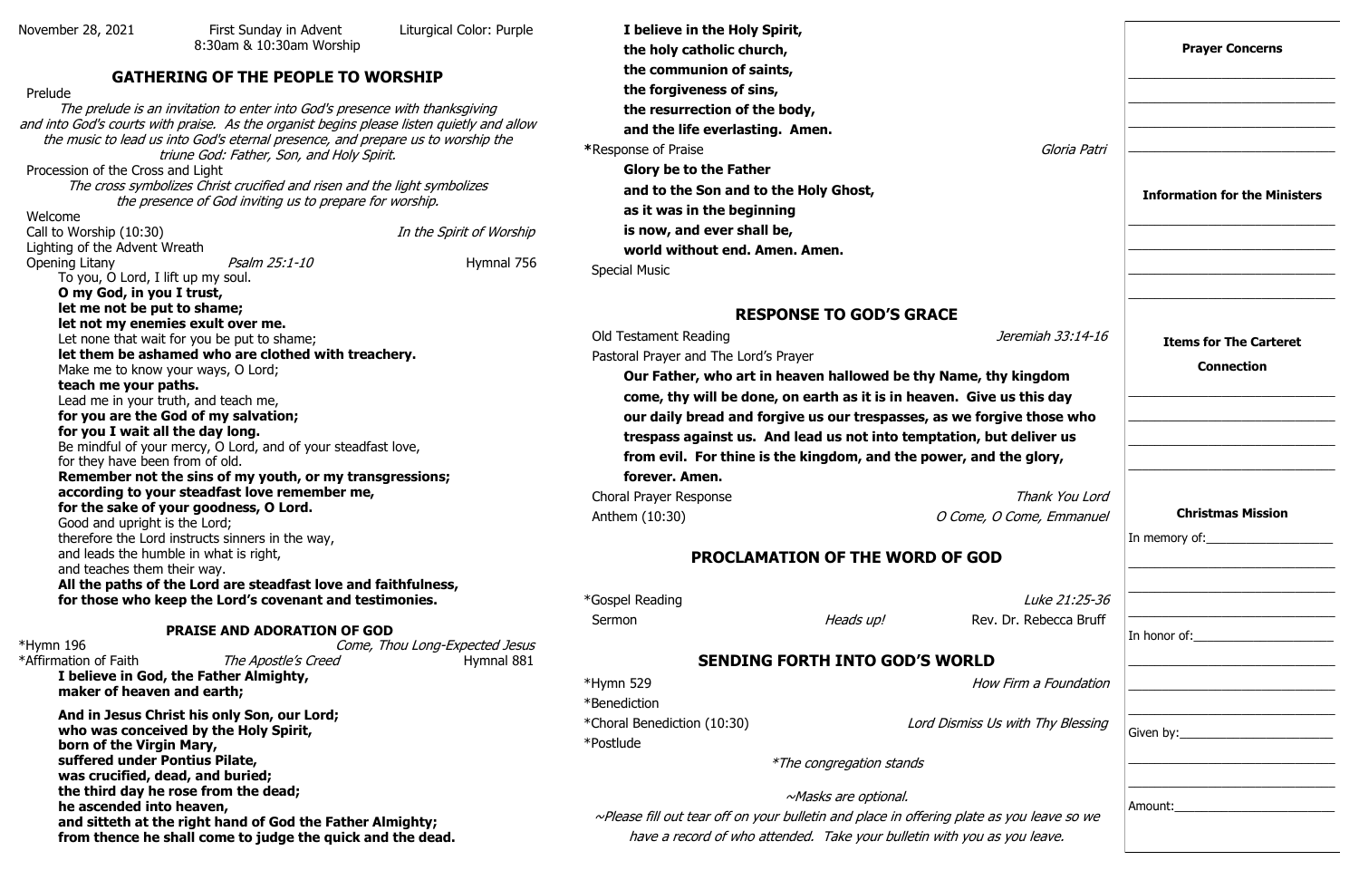November 28, 2021 | First Sunday in Advent | Liturgical Color: Purple
8:30am & 10:30am Worship

## GATHERING OF THE PEOPLE TO WORSHIP

Prelude

*The prelude is an invitation to enter into God's presence with thanksgiving and into God's courts with praise. As the organist begins please listen quietly and allow the music to lead us into God's eternal presence, and prepare us to worship the triune God: Father, Son, and Holy Spirit.*

Procession of the Cross and Light

*The cross symbolizes Christ crucified and risen and the light symbolizes the presence of God inviting us to prepare for worship.*

Welcome

Call to Worship (10:30) — *In the Spirit of Worship*

Lighting of the Advent Wreath

Opening Litany — *Psalm 25:1-10* — Hymnal 756

To you, O Lord, I lift up my soul.
**O my God, in you I trust,**
**let me not be put to shame;**
**let not my enemies exult over me.**
Let none that wait for you be put to shame;
**let them be ashamed who are clothed with treachery.**
Make me to know your ways, O Lord;
**teach me your paths.**
Lead me in your truth, and teach me,
**for you are the God of my salvation;**
**for you I wait all the day long.**
Be mindful of your mercy, O Lord, and of your steadfast love,
for they have been from of old.
**Remember not the sins of my youth, or my transgressions;**
**according to your steadfast love remember me,**
**for the sake of your goodness, O Lord.**
Good and upright is the Lord;
therefore the Lord instructs sinners in the way,
and leads the humble in what is right,
and teaches them their way.
**All the paths of the Lord are steadfast love and faithfulness,**
**for those who keep the Lord's covenant and testimonies.**

### PRAISE AND ADORATION OF GOD

*Hymn 196 — *Come, Thou Long-Expected Jesus*

*Affirmation of Faith — *The Apostle's Creed* — Hymnal 881

**I believe in God, the Father Almighty,**
**maker of heaven and earth;**

**And in Jesus Christ his only Son, our Lord;**
**who was conceived by the Holy Spirit,**
**born of the Virgin Mary,**
**suffered under Pontius Pilate,**
**was crucified, dead, and buried;**
**the third day he rose from the dead;**
**he ascended into heaven,**
**and sitteth at the right hand of God the Father Almighty;**
**from thence he shall come to judge the quick and the dead.**

**I believe in the Holy Spirit,**
**the holy catholic church,**
**the communion of saints,**
**the forgiveness of sins,**
**the resurrection of the body,**
**and the life everlasting. Amen.**

*Response of Praise — *Gloria Patri*

**Glory be to the Father**
**and to the Son and to the Holy Ghost,**
**as it was in the beginning**
**is now, and ever shall be,**
**world without end. Amen. Amen.**

Special Music

## RESPONSE TO GOD'S GRACE

Old Testament Reading — *Jeremiah 33:14-16*

Pastoral Prayer and The Lord's Prayer

**Our Father, who art in heaven hallowed be thy Name, thy kingdom come, thy will be done, on earth as it is in heaven. Give us this day our daily bread and forgive us our trespasses, as we forgive those who trespass against us. And lead us not into temptation, but deliver us from evil. For thine is the kingdom, and the power, and the glory, forever. Amen.**

Choral Prayer Response — *Thank You Lord*

Anthem (10:30) — *O Come, O Come, Emmanuel*

## PROCLAMATION OF THE WORD OF GOD

*Gospel Reading — *Luke 21:25-36*

Sermon — *Heads up!* — Rev. Dr. Rebecca Bruff

## SENDING FORTH INTO GOD'S WORLD

*Hymn 529 — *How Firm a Foundation*

*Benediction

*Choral Benediction (10:30) — *Lord Dismiss Us with Thy Blessing*

*Postlude

*\*The congregation stands*

*~Masks are optional.*

*~Please fill out tear off on your bulletin and place in offering plate as you leave so we have a record of who attended. Take your bulletin with you as you leave.*

---

**Prayer Concerns**

\_\_\_\_\_\_\_\_\_\_\_\_\_\_\_\_\_\_\_\_\_\_\_\_
\_\_\_\_\_\_\_\_\_\_\_\_\_\_\_\_\_\_\_\_\_\_\_\_
\_\_\_\_\_\_\_\_\_\_\_\_\_\_\_\_\_\_\_\_\_\_\_\_
\_\_\_\_\_\_\_\_\_\_\_\_\_\_\_\_\_\_\_\_\_\_\_\_

**Information for the Ministers**

\_\_\_\_\_\_\_\_\_\_\_\_\_\_\_\_\_\_\_\_\_\_\_\_
\_\_\_\_\_\_\_\_\_\_\_\_\_\_\_\_\_\_\_\_\_\_\_\_
\_\_\_\_\_\_\_\_\_\_\_\_\_\_\_\_\_\_\_\_\_\_\_\_
\_\_\_\_\_\_\_\_\_\_\_\_\_\_\_\_\_\_\_\_\_\_\_\_

**Items for The Carteret Connection**

\_\_\_\_\_\_\_\_\_\_\_\_\_\_\_\_\_\_\_\_\_\_\_\_
\_\_\_\_\_\_\_\_\_\_\_\_\_\_\_\_\_\_\_\_\_\_\_\_
\_\_\_\_\_\_\_\_\_\_\_\_\_\_\_\_\_\_\_\_\_\_\_\_
\_\_\_\_\_\_\_\_\_\_\_\_\_\_\_\_\_\_\_\_\_\_\_\_

**Christmas Mission**

In memory of:\_\_\_\_\_\_\_\_\_\_\_\_\_\_\_\_
\_\_\_\_\_\_\_\_\_\_\_\_\_\_\_\_\_\_\_\_\_\_\_\_
\_\_\_\_\_\_\_\_\_\_\_\_\_\_\_\_\_\_\_\_\_\_\_\_
\_\_\_\_\_\_\_\_\_\_\_\_\_\_\_\_\_\_\_\_\_\_\_\_

In honor of:\_\_\_\_\_\_\_\_\_\_\_\_\_\_\_\_\_
\_\_\_\_\_\_\_\_\_\_\_\_\_\_\_\_\_\_\_\_\_\_\_\_
\_\_\_\_\_\_\_\_\_\_\_\_\_\_\_\_\_\_\_\_\_\_\_\_

Given by:\_\_\_\_\_\_\_\_\_\_\_\_\_\_\_\_\_\_\_
\_\_\_\_\_\_\_\_\_\_\_\_\_\_\_\_\_\_\_\_\_\_\_\_
\_\_\_\_\_\_\_\_\_\_\_\_\_\_\_\_\_\_\_\_\_\_\_\_

Amount:\_\_\_\_\_\_\_\_\_\_\_\_\_\_\_\_\_\_\_\_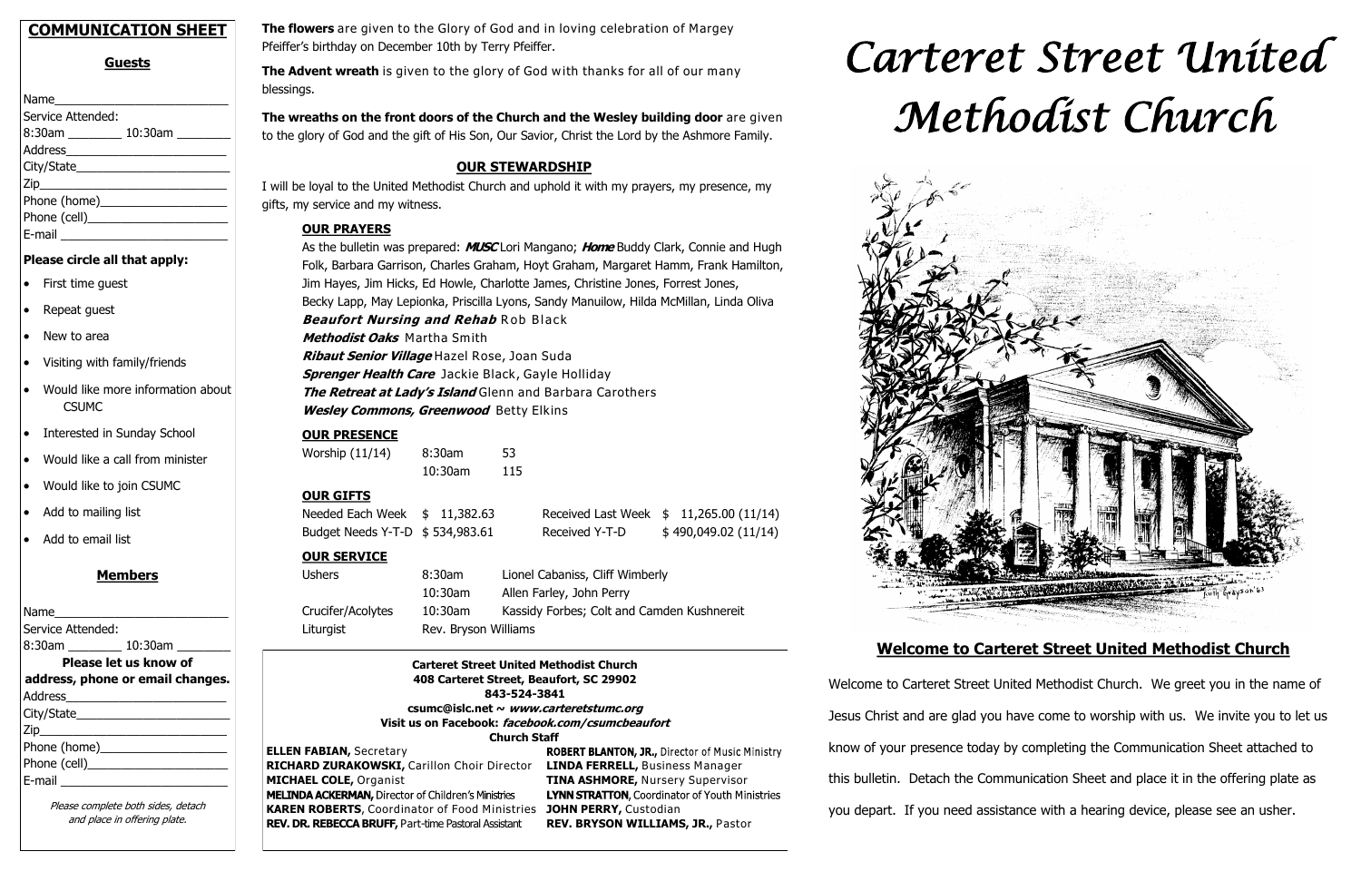## COMMUNICATION SHEET

### Guests

Name\_\_\_\_\_\_\_\_\_\_\_\_\_\_\_\_\_\_\_\_\_\_\_\_

Service Attended:

8:30am \_\_\_\_\_\_\_\_ 10:30am \_\_\_\_\_\_\_\_

Address\_\_\_\_\_\_\_\_\_\_\_\_\_\_\_\_\_\_\_\_\_\_\_\_

City/State\_\_\_\_\_\_\_\_\_\_\_\_\_\_\_\_\_\_\_\_\_\_\_\_

Zip\_\_\_\_\_\_\_\_\_\_\_\_\_\_\_\_\_\_\_\_\_\_\_\_

Phone (home)\_\_\_\_\_\_\_\_\_\_\_\_\_\_\_\_\_\_\_\_\_\_\_\_

Phone (cell)\_\_\_\_\_\_\_\_\_\_\_\_\_\_\_\_\_\_\_\_\_\_\_\_

E-mail \_\_\_\_\_\_\_\_\_\_\_\_\_\_\_\_\_\_\_\_\_\_\_\_

**Please circle all that apply:**

- First time guest
- Repeat guest
- New to area
- Visiting with family/friends
- Would like more information about CSUMC
- Interested in Sunday School
- Would like a call from minister
- Would like to join CSUMC
- Add to mailing list
- Add to email list

### Members

Name\_\_\_\_\_\_\_\_\_\_\_\_\_\_\_\_\_\_\_\_\_\_\_\_

Service Attended:

8:30am \_\_\_\_\_\_\_\_ 10:30am \_\_\_\_\_\_\_\_

**Please let us know of address, phone or email changes.**

Address\_\_\_\_\_\_\_\_\_\_\_\_\_\_\_\_\_\_\_\_\_\_\_\_

City/State\_\_\_\_\_\_\_\_\_\_\_\_\_\_\_\_\_\_\_\_\_\_\_\_

Zip\_\_\_\_\_\_\_\_\_\_\_\_\_\_\_\_\_\_\_\_\_\_\_\_

Phone (home)\_\_\_\_\_\_\_\_\_\_\_\_\_\_\_\_\_\_\_\_\_\_\_\_

Phone (cell)\_\_\_\_\_\_\_\_\_\_\_\_\_\_\_\_\_\_\_\_\_\_\_\_

E-mail \_\_\_\_\_\_\_\_\_\_\_\_\_\_\_\_\_\_\_\_\_\_\_\_

*Please complete both sides, detach and place in offering plate.*

**The flowers** are given to the Glory of God and in loving celebration of Margey Pfeiffer's birthday on December 10th by Terry Pfeiffer.

**The Advent wreath** is given to the glory of God with thanks for all of our many blessings.

**The wreaths on the front doors of the Church and the Wesley building door** are given to the glory of God and the gift of His Son, Our Savior, Christ the Lord by the Ashmore Family.

## OUR STEWARDSHIP

I will be loyal to the United Methodist Church and uphold it with my prayers, my presence, my gifts, my service and my witness.

### OUR PRAYERS

As the bulletin was prepared: ***MUSC*** Lori Mangano; ***Home*** Buddy Clark, Connie and Hugh Folk, Barbara Garrison, Charles Graham, Hoyt Graham, Margaret Hamm, Frank Hamilton, Jim Hayes, Jim Hicks, Ed Howle, Charlotte James, Christine Jones, Forrest Jones, Becky Lapp, May Lepionka, Priscilla Lyons, Sandy Manuilow, Hilda McMillan, Linda Oliva

***Beaufort Nursing and Rehab*** Rob Black

***Methodist Oaks*** Martha Smith

***Ribaut Senior Village*** Hazel Rose, Joan Suda

***Sprenger Health Care*** Jackie Black, Gayle Holliday

***The Retreat at Lady's Island*** Glenn and Barbara Carothers

***Wesley Commons, Greenwood*** Betty Elkins

### OUR PRESENCE

| | | |
|---|---|---|
| Worship (11/14) | 8:30am | 53 |
| | 10:30am | 115 |

### OUR GIFTS

| | | | |
|---|---|---|---|
| Needed Each Week | $ 11,382.63 | Received Last Week | $ 11,265.00 (11/14) |
| Budget Needs Y-T-D | $ 534,983.61 | Received Y-T-D | $ 490,049.02 (11/14) |

### OUR SERVICE

| | | |
|---|---|---|
| Ushers | 8:30am | Lionel Cabaniss, Cliff Wimberly |
| | 10:30am | Allen Farley, John Perry |
| Crucifer/Acolytes | 10:30am | Kassidy Forbes; Colt and Camden Kushnereit |
| Liturgist | Rev. Bryson Williams | |

**Carteret Street United Methodist Church**
**408 Carteret Street, Beaufort, SC 29902**
**843-524-3841**
**csumc@islc.net ~ *www.carteretstumc.org***
**Visit us on Facebook: *facebook.com/csumcbeaufort***

**Church Staff**

| | |
|---|---|
| **ELLEN FABIAN,** Secretary | **ROBERT BLANTON, JR.,** Director of Music Ministry |
| **RICHARD ZURAKOWSKI,** Carillon Choir Director | **LINDA FERRELL,** Business Manager |
| **MICHAEL COLE,** Organist | **TINA ASHMORE,** Nursery Supervisor |
| **MELINDA ACKERMAN,** Director of Children's Ministries | **LYNN STRATTON,** Coordinator of Youth Ministries |
| **KAREN ROBERTS**, Coordinator of Food Ministries | **JOHN PERRY,** Custodian |
| **REV. DR. REBECCA BRUFF,** Part-time Pastoral Assistant | **REV. BRYSON WILLIAMS, JR.,** Pastor |

# *Carteret Street United Methodist Church*

## Welcome to Carteret Street United Methodist Church

Welcome to Carteret Street United Methodist Church. We greet you in the name of Jesus Christ and are glad you have come to worship with us. We invite you to let us know of your presence today by completing the Communication Sheet attached to this bulletin. Detach the Communication Sheet and place it in the offering plate as you depart. If you need assistance with a hearing device, please see an usher.